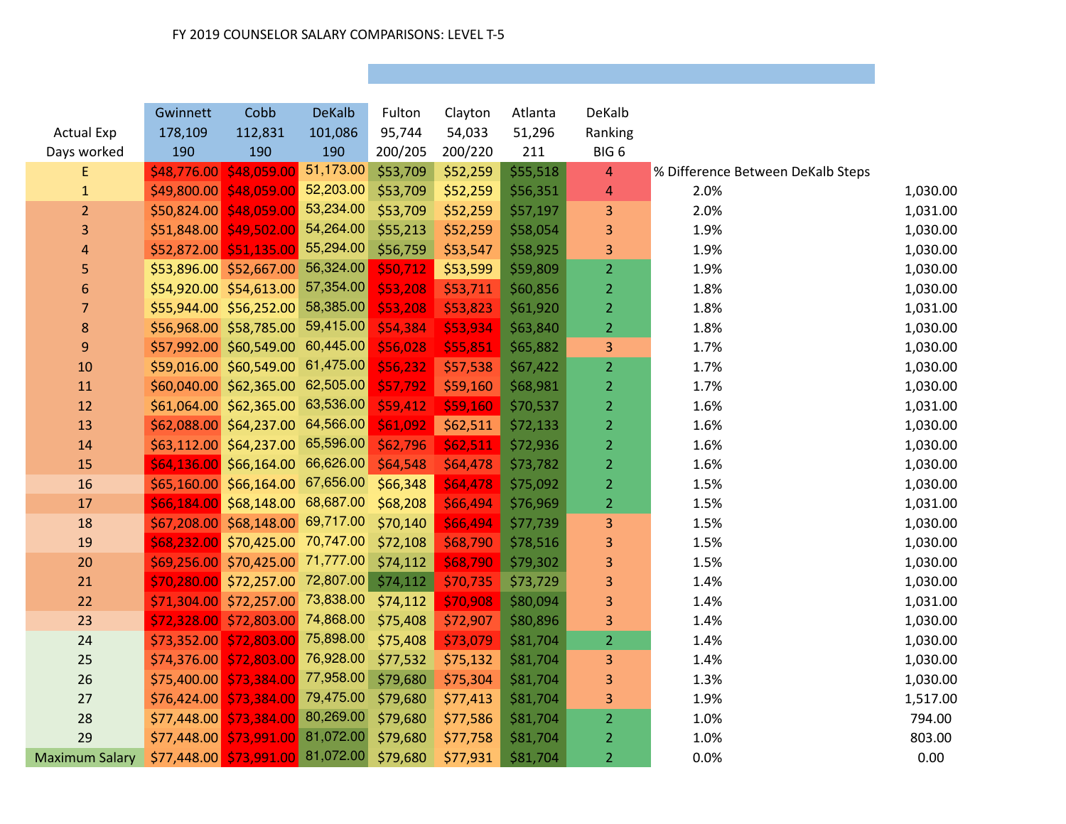FY 2019 COUNSELOR SALARY COMPARISONS: LEVEL T-5

| Actual Exp<br>Days worked | Gwinnett<br>178,109<br>190 | Cobb<br>112,831<br>190 | DeKalb<br>101,086<br>190 | Fulton<br>95,744<br>200/205 | Clayton<br>54,033<br>200/220 | Atlanta<br>51,296<br>211 | DeKalb<br>Ranking<br>BIG 6 | % Difference Between DeKalb Steps | |
|---|---|---|---|---|---|---|---|---|---|
| E | $48,776.00 | $48,059.00 | 51,173.00 | $53,709 | $52,259 | $55,518 | 4 | | |
| 1 | $49,800.00 | $48,059.00 | 52,203.00 | $53,709 | $52,259 | $56,351 | 4 | 2.0% | 1,030.00 |
| 2 | $50,824.00 | $48,059.00 | 53,234.00 | $53,709 | $52,259 | $57,197 | 3 | 2.0% | 1,031.00 |
| 3 | $51,848.00 | $49,502.00 | 54,264.00 | $55,213 | $52,259 | $58,054 | 3 | 1.9% | 1,030.00 |
| 4 | $52,872.00 | $51,135.00 | 55,294.00 | $56,759 | $53,547 | $58,925 | 3 | 1.9% | 1,030.00 |
| 5 | $53,896.00 | $52,667.00 | 56,324.00 | $50,712 | $53,599 | $59,809 | 2 | 1.9% | 1,030.00 |
| 6 | $54,920.00 | $54,613.00 | 57,354.00 | $53,208 | $53,711 | $60,856 | 2 | 1.8% | 1,030.00 |
| 7 | $55,944.00 | $56,252.00 | 58,385.00 | $53,208 | $53,823 | $61,920 | 2 | 1.8% | 1,031.00 |
| 8 | $56,968.00 | $58,785.00 | 59,415.00 | $54,384 | $53,934 | $63,840 | 2 | 1.8% | 1,030.00 |
| 9 | $57,992.00 | $60,549.00 | 60,445.00 | $56,028 | $55,851 | $65,882 | 3 | 1.7% | 1,030.00 |
| 10 | $59,016.00 | $60,549.00 | 61,475.00 | $56,232 | $57,538 | $67,422 | 2 | 1.7% | 1,030.00 |
| 11 | $60,040.00 | $62,365.00 | 62,505.00 | $57,792 | $59,160 | $68,981 | 2 | 1.7% | 1,030.00 |
| 12 | $61,064.00 | $62,365.00 | 63,536.00 | $59,412 | $59,160 | $70,537 | 2 | 1.6% | 1,031.00 |
| 13 | $62,088.00 | $64,237.00 | 64,566.00 | $61,092 | $62,511 | $72,133 | 2 | 1.6% | 1,030.00 |
| 14 | $63,112.00 | $64,237.00 | 65,596.00 | $62,796 | $62,511 | $72,936 | 2 | 1.6% | 1,030.00 |
| 15 | $64,136.00 | $66,164.00 | 66,626.00 | $64,548 | $64,478 | $73,782 | 2 | 1.6% | 1,030.00 |
| 16 | $65,160.00 | $66,164.00 | 67,656.00 | $66,348 | $64,478 | $75,092 | 2 | 1.5% | 1,030.00 |
| 17 | $66,184.00 | $68,148.00 | 68,687.00 | $68,208 | $66,494 | $76,969 | 2 | 1.5% | 1,031.00 |
| 18 | $67,208.00 | $68,148.00 | 69,717.00 | $70,140 | $66,494 | $77,739 | 3 | 1.5% | 1,030.00 |
| 19 | $68,232.00 | $70,425.00 | 70,747.00 | $72,108 | $68,790 | $78,516 | 3 | 1.5% | 1,030.00 |
| 20 | $69,256.00 | $70,425.00 | 71,777.00 | $74,112 | $68,790 | $79,302 | 3 | 1.5% | 1,030.00 |
| 21 | $70,280.00 | $72,257.00 | 72,807.00 | $74,112 | $70,735 | $73,729 | 3 | 1.4% | 1,030.00 |
| 22 | $71,304.00 | $72,257.00 | 73,838.00 | $74,112 | $70,908 | $80,094 | 3 | 1.4% | 1,031.00 |
| 23 | $72,328.00 | $72,803.00 | 74,868.00 | $75,408 | $72,907 | $80,896 | 3 | 1.4% | 1,030.00 |
| 24 | $73,352.00 | $72,803.00 | 75,898.00 | $75,408 | $73,079 | $81,704 | 2 | 1.4% | 1,030.00 |
| 25 | $74,376.00 | $72,803.00 | 76,928.00 | $77,532 | $75,132 | $81,704 | 3 | 1.4% | 1,030.00 |
| 26 | $75,400.00 | $73,384.00 | 77,958.00 | $79,680 | $75,304 | $81,704 | 3 | 1.3% | 1,030.00 |
| 27 | $76,424.00 | $73,384.00 | 79,475.00 | $79,680 | $77,413 | $81,704 | 3 | 1.9% | 1,517.00 |
| 28 | $77,448.00 | $73,384.00 | 80,269.00 | $79,680 | $77,586 | $81,704 | 2 | 1.0% | 794.00 |
| 29 | $77,448.00 | $73,991.00 | 81,072.00 | $79,680 | $77,758 | $81,704 | 2 | 1.0% | 803.00 |
| Maximum Salary | $77,448.00 | $73,991.00 | 81,072.00 | $79,680 | $77,931 | $81,704 | 2 | 0.0% | 0.00 |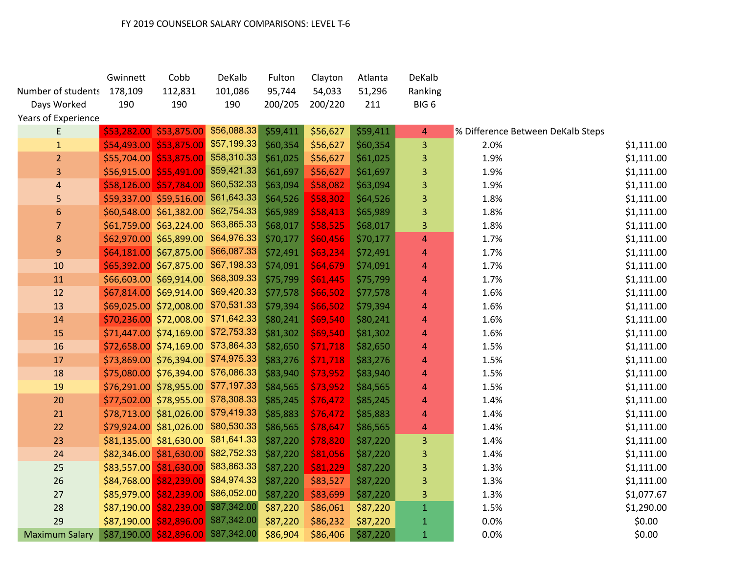# FY 2019 COUNSELOR SALARY COMPARISONS: LEVEL T-6

| | Gwinnett | Cobb | DeKalb | Fulton | Clayton | Atlanta | DeKalb Ranking BIG 6 | % Difference Between DeKalb Steps | |
|---|---|---|---|---|---|---|---|---|---|
| Number of students | 178,109 | 112,831 | 101,086 | 95,744 | 54,033 | 51,296 | | | |
| Days Worked | 190 | 190 | 190 | 200/205 | 200/220 | 211 | | | |
| Years of Experience | | | | | | | | | |
| E | $53,282.00 | $53,875.00 | $56,088.33 | $59,411 | $56,627 | $59,411 | 4 | | |
| 1 | $54,493.00 | $53,875.00 | $57,199.33 | $60,354 | $56,627 | $60,354 | 3 | 2.0% | $1,111.00 |
| 2 | $55,704.00 | $53,875.00 | $58,310.33 | $61,025 | $56,627 | $61,025 | 3 | 1.9% | $1,111.00 |
| 3 | $56,915.00 | $55,491.00 | $59,421.33 | $61,697 | $56,627 | $61,697 | 3 | 1.9% | $1,111.00 |
| 4 | $58,126.00 | $57,784.00 | $60,532.33 | $63,094 | $58,082 | $63,094 | 3 | 1.9% | $1,111.00 |
| 5 | $59,337.00 | $59,516.00 | $61,643.33 | $64,526 | $58,302 | $64,526 | 3 | 1.8% | $1,111.00 |
| 6 | $60,548.00 | $61,382.00 | $62,754.33 | $65,989 | $58,413 | $65,989 | 3 | 1.8% | $1,111.00 |
| 7 | $61,759.00 | $63,224.00 | $63,865.33 | $68,017 | $58,525 | $68,017 | 3 | 1.8% | $1,111.00 |
| 8 | $62,970.00 | $65,899.00 | $64,976.33 | $70,177 | $60,456 | $70,177 | 4 | 1.7% | $1,111.00 |
| 9 | $64,181.00 | $67,875.00 | $66,087.33 | $72,491 | $63,234 | $72,491 | 4 | 1.7% | $1,111.00 |
| 10 | $65,392.00 | $67,875.00 | $67,198.33 | $74,091 | $64,679 | $74,091 | 4 | 1.7% | $1,111.00 |
| 11 | $66,603.00 | $69,914.00 | $68,309.33 | $75,799 | $61,445 | $75,799 | 4 | 1.7% | $1,111.00 |
| 12 | $67,814.00 | $69,914.00 | $69,420.33 | $77,578 | $66,502 | $77,578 | 4 | 1.6% | $1,111.00 |
| 13 | $69,025.00 | $72,008.00 | $70,531.33 | $79,394 | $66,502 | $79,394 | 4 | 1.6% | $1,111.00 |
| 14 | $70,236.00 | $72,008.00 | $71,642.33 | $80,241 | $69,540 | $80,241 | 4 | 1.6% | $1,111.00 |
| 15 | $71,447.00 | $74,169.00 | $72,753.33 | $81,302 | $69,540 | $81,302 | 4 | 1.6% | $1,111.00 |
| 16 | $72,658.00 | $74,169.00 | $73,864.33 | $82,650 | $71,718 | $82,650 | 4 | 1.5% | $1,111.00 |
| 17 | $73,869.00 | $76,394.00 | $74,975.33 | $83,276 | $71,718 | $83,276 | 4 | 1.5% | $1,111.00 |
| 18 | $75,080.00 | $76,394.00 | $76,086.33 | $83,940 | $73,952 | $83,940 | 4 | 1.5% | $1,111.00 |
| 19 | $76,291.00 | $78,955.00 | $77,197.33 | $84,565 | $73,952 | $84,565 | 4 | 1.5% | $1,111.00 |
| 20 | $77,502.00 | $78,955.00 | $78,308.33 | $85,245 | $76,472 | $85,245 | 4 | 1.4% | $1,111.00 |
| 21 | $78,713.00 | $81,026.00 | $79,419.33 | $85,883 | $76,472 | $85,883 | 4 | 1.4% | $1,111.00 |
| 22 | $79,924.00 | $81,026.00 | $80,530.33 | $86,565 | $78,647 | $86,565 | 4 | 1.4% | $1,111.00 |
| 23 | $81,135.00 | $81,630.00 | $81,641.33 | $87,220 | $78,820 | $87,220 | 3 | 1.4% | $1,111.00 |
| 24 | $82,346.00 | $81,630.00 | $82,752.33 | $87,220 | $81,056 | $87,220 | 3 | 1.4% | $1,111.00 |
| 25 | $83,557.00 | $81,630.00 | $83,863.33 | $87,220 | $81,229 | $87,220 | 3 | 1.3% | $1,111.00 |
| 26 | $84,768.00 | $82,239.00 | $84,974.33 | $87,220 | $83,527 | $87,220 | 3 | 1.3% | $1,111.00 |
| 27 | $85,979.00 | $82,239.00 | $86,052.00 | $87,220 | $83,699 | $87,220 | 3 | 1.3% | $1,077.67 |
| 28 | $87,190.00 | $82,239.00 | $87,342.00 | $87,220 | $86,061 | $87,220 | 1 | 1.5% | $1,290.00 |
| 29 | $87,190.00 | $82,896.00 | $87,342.00 | $87,220 | $86,232 | $87,220 | 1 | 0.0% | $0.00 |
| Maximum Salary | $87,190.00 | $82,896.00 | $87,342.00 | $86,904 | $86,406 | $87,220 | 1 | 0.0% | $0.00 |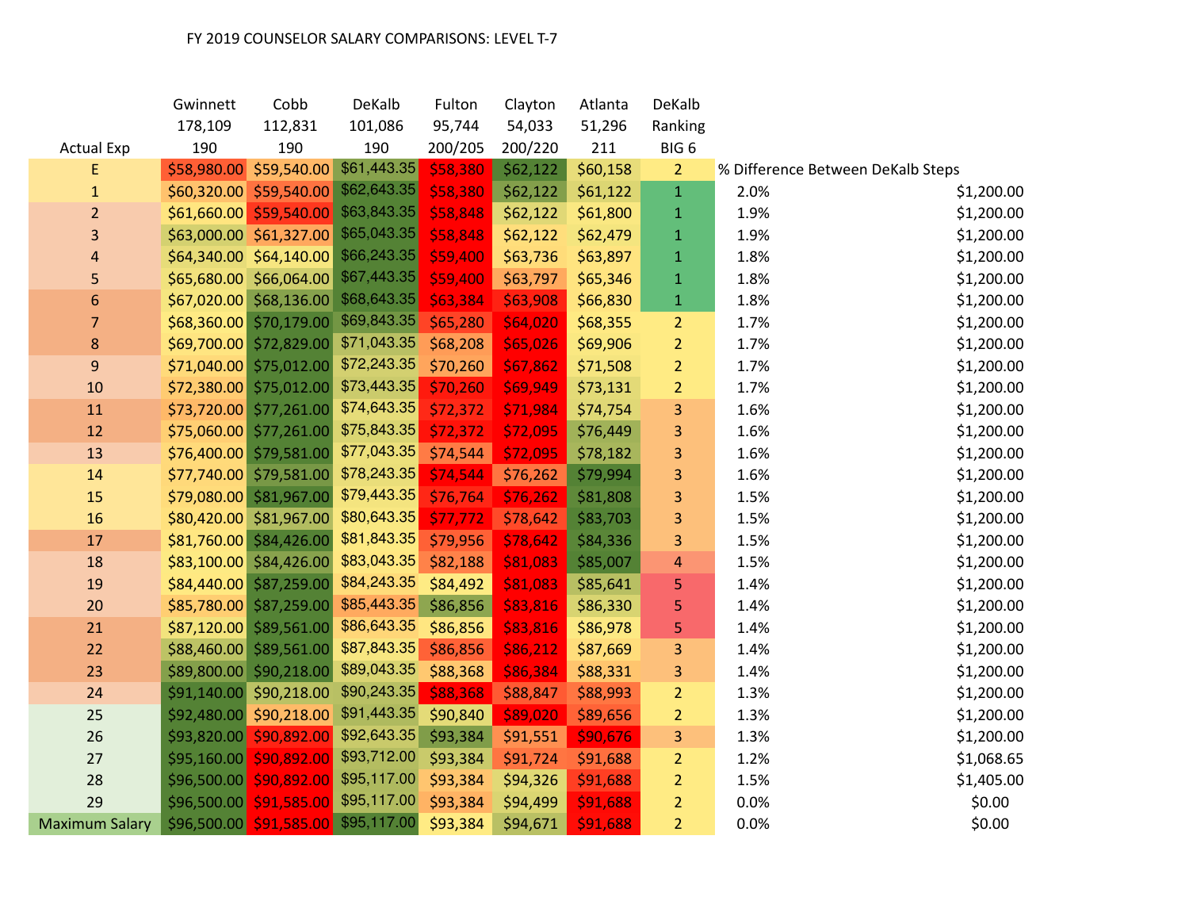FY 2019 COUNSELOR SALARY COMPARISONS: LEVEL T-7

| Actual Exp | Gwinnett 178,109 190 | Cobb 112,831 190 | DeKalb 101,086 190 | Fulton 95,744 200/205 | Clayton 54,033 200/220 | Atlanta 51,296 211 | DeKalb Ranking BIG 6 | % Difference Between DeKalb Steps | |
|---|---|---|---|---|---|---|---|---|---|
| E | $58,980.00 | $59,540.00 | $61,443.35 | $58,380 | $62,122 | $60,158 | 2 | | |
| 1 | $60,320.00 | $59,540.00 | $62,643.35 | $58,380 | $62,122 | $61,122 | 1 | 2.0% | $1,200.00 |
| 2 | $61,660.00 | $59,540.00 | $63,843.35 | $58,848 | $62,122 | $61,800 | 1 | 1.9% | $1,200.00 |
| 3 | $63,000.00 | $61,327.00 | $65,043.35 | $58,848 | $62,122 | $62,479 | 1 | 1.9% | $1,200.00 |
| 4 | $64,340.00 | $64,140.00 | $66,243.35 | $59,400 | $63,736 | $63,897 | 1 | 1.8% | $1,200.00 |
| 5 | $65,680.00 | $66,064.00 | $67,443.35 | $59,400 | $63,797 | $65,346 | 1 | 1.8% | $1,200.00 |
| 6 | $67,020.00 | $68,136.00 | $68,643.35 | $63,384 | $63,908 | $66,830 | 1 | 1.8% | $1,200.00 |
| 7 | $68,360.00 | $70,179.00 | $69,843.35 | $65,280 | $64,020 | $68,355 | 2 | 1.7% | $1,200.00 |
| 8 | $69,700.00 | $72,829.00 | $71,043.35 | $68,208 | $65,026 | $69,906 | 2 | 1.7% | $1,200.00 |
| 9 | $71,040.00 | $75,012.00 | $72,243.35 | $70,260 | $67,862 | $71,508 | 2 | 1.7% | $1,200.00 |
| 10 | $72,380.00 | $75,012.00 | $73,443.35 | $70,260 | $69,949 | $73,131 | 2 | 1.7% | $1,200.00 |
| 11 | $73,720.00 | $77,261.00 | $74,643.35 | $72,372 | $71,984 | $74,754 | 3 | 1.6% | $1,200.00 |
| 12 | $75,060.00 | $77,261.00 | $75,843.35 | $72,372 | $72,095 | $76,449 | 3 | 1.6% | $1,200.00 |
| 13 | $76,400.00 | $79,581.00 | $77,043.35 | $74,544 | $72,095 | $78,182 | 3 | 1.6% | $1,200.00 |
| 14 | $77,740.00 | $79,581.00 | $78,243.35 | $74,544 | $76,262 | $79,994 | 3 | 1.6% | $1,200.00 |
| 15 | $79,080.00 | $81,967.00 | $79,443.35 | $76,764 | $76,262 | $81,808 | 3 | 1.5% | $1,200.00 |
| 16 | $80,420.00 | $81,967.00 | $80,643.35 | $77,772 | $78,642 | $83,703 | 3 | 1.5% | $1,200.00 |
| 17 | $81,760.00 | $84,426.00 | $81,843.35 | $79,956 | $78,642 | $84,336 | 3 | 1.5% | $1,200.00 |
| 18 | $83,100.00 | $84,426.00 | $83,043.35 | $82,188 | $81,083 | $85,007 | 4 | 1.5% | $1,200.00 |
| 19 | $84,440.00 | $87,259.00 | $84,243.35 | $84,492 | $81,083 | $85,641 | 5 | 1.4% | $1,200.00 |
| 20 | $85,780.00 | $87,259.00 | $85,443.35 | $86,856 | $83,816 | $86,330 | 5 | 1.4% | $1,200.00 |
| 21 | $87,120.00 | $89,561.00 | $86,643.35 | $86,856 | $83,816 | $86,978 | 5 | 1.4% | $1,200.00 |
| 22 | $88,460.00 | $89,561.00 | $87,843.35 | $86,856 | $86,212 | $87,669 | 3 | 1.4% | $1,200.00 |
| 23 | $89,800.00 | $90,218.00 | $89,043.35 | $88,368 | $86,384 | $88,331 | 3 | 1.4% | $1,200.00 |
| 24 | $91,140.00 | $90,218.00 | $90,243.35 | $88,368 | $88,847 | $88,993 | 2 | 1.3% | $1,200.00 |
| 25 | $92,480.00 | $90,218.00 | $91,443.35 | $90,840 | $89,020 | $89,656 | 2 | 1.3% | $1,200.00 |
| 26 | $93,820.00 | $90,892.00 | $92,643.35 | $93,384 | $91,551 | $90,676 | 3 | 1.3% | $1,200.00 |
| 27 | $95,160.00 | $90,892.00 | $93,712.00 | $93,384 | $91,724 | $91,688 | 2 | 1.2% | $1,068.65 |
| 28 | $96,500.00 | $90,892.00 | $95,117.00 | $93,384 | $94,326 | $91,688 | 2 | 1.5% | $1,405.00 |
| 29 | $96,500.00 | $91,585.00 | $95,117.00 | $93,384 | $94,499 | $91,688 | 2 | 0.0% | $0.00 |
| Maximum Salary | $96,500.00 | $91,585.00 | $95,117.00 | $93,384 | $94,671 | $91,688 | 2 | 0.0% | $0.00 |